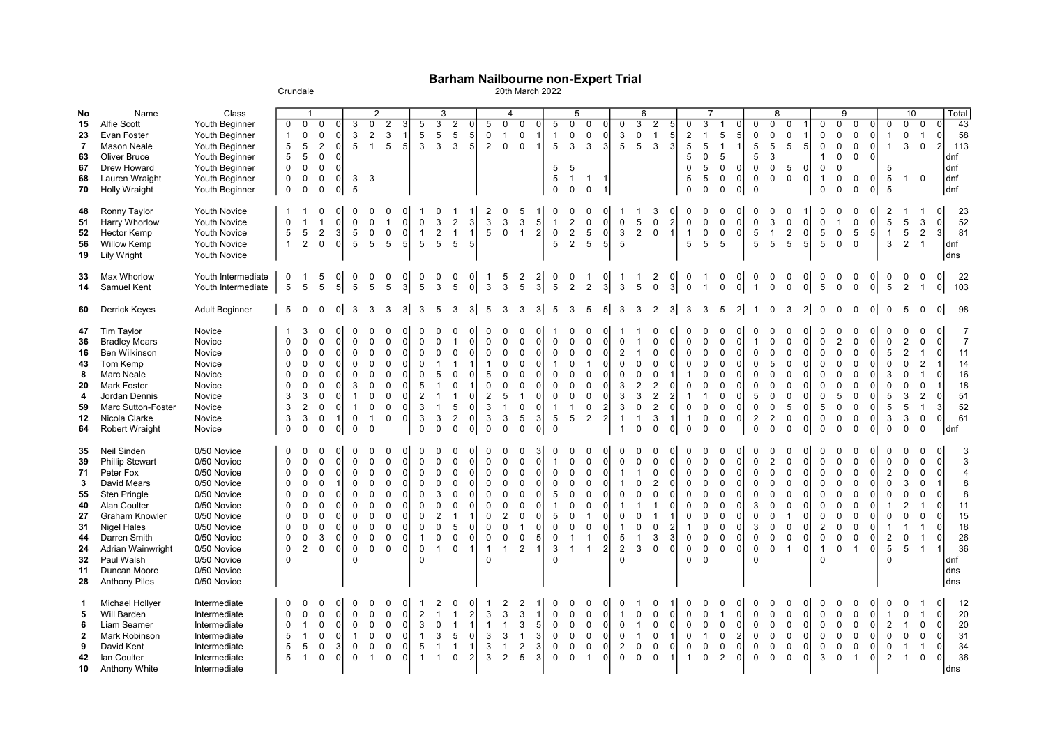# Barham Nailbourne non-Expert Trial

Crundale

20th March 2022

| No | Name | Class | 1 | | | | 2 | | | | 3 | | | | 4 | | | | 5 | | | | 6 | | | | 7 | | | | 8 | | | | 9 | | | | 10 | | | | Total |
|---|---|---|---|---|---|---|---|---|---|---|---|---|---|---|---|---|---|---|---|---|---|---|---|---|---|---|---|---|---|---|---|---|---|---|---|---|---|---|---|---|---|---|---|
| 15 | Alfie Scott | Youth Beginner | 0 | 0 | 0 | 0 | 3 | 0 | 2 | 3 | 5 | 3 | 2 | 0 | 5 | 0 | 0 | 0 | 5 | 0 | 0 | 0 | 0 | 3 | 2 | 5 | 0 | 3 | 1 | 0 | 0 | 0 | 0 | 1 | 0 | 0 | 0 | 0 | 0 | 0 | 0 | 0 | 43 |
| 23 | Evan Foster | Youth Beginner | 1 | 0 | 0 | 0 | 3 | 2 | 3 | 1 | 5 | 5 | 5 | 5 | 0 | 1 | 0 | 1 | 1 | 0 | 0 | 0 | 3 | 0 | 1 | 5 | 2 | 1 | 5 | 5 | 0 | 0 | 0 | 1 | 0 | 0 | 0 | 0 | 1 | 0 | 1 | 0 | 58 |
| 7 | Mason Neale | Youth Beginner | 5 | 5 | 2 | 0 | 5 | 1 | 5 | 5 | 3 | 3 | 3 | 5 | 2 | 0 | 0 | 1 | 5 | 3 | 3 | 3 | 5 | 5 | 3 | 3 | 5 | 5 | 1 | 1 | 5 | 5 | 5 | 5 | 0 | 0 | 0 | 0 | 1 | 3 | 0 | 2 | 113 |
| 63 | Oliver Bruce | Youth Beginner | 5 | 5 | 0 | 0 | | | | | | | | | | | | | | | | | | | | | 5 | 0 | 5 | | 5 | 3 | | | 1 | 0 | 0 | 0 | | | | | dnf |
| 67 | Drew Howard | Youth Beginner | 0 | 0 | 0 | 0 | | | | | | | | | | | | | 5 | 5 | | | | | | | 0 | 5 | 0 | 0 | 0 | 0 | 5 | 0 | 0 | 0 | | | 5 | | | | dnf |
| 68 | Lauren Wraight | Youth Beginner | 0 | 0 | 0 | 0 | 3 | 3 | | | | | | | | | | | 5 | 1 | 1 | 1 | | | | | 5 | 5 | 0 | 0 | 0 | 0 | 0 | 0 | 1 | 0 | 0 | 0 | 5 | 1 | 0 | | dnf |
| 70 | Holly Wraight | Youth Beginner | 0 | 0 | 0 | 0 | 5 | | | | | | | | | | | | 0 | 0 | 0 | 1 | | | | | 0 | 0 | 0 | 0 | 0 | | | | 0 | 0 | 0 | 0 | 5 | | | | dnf |
| 48 | Ronny Taylor | Youth Novice | 1 | 1 | 0 | 0 | 0 | 0 | 0 | 0 | 1 | 0 | 1 | 1 | 2 | 0 | 5 | 1 | 0 | 0 | 0 | 0 | 1 | 1 | 3 | 0 | 0 | 0 | 0 | 0 | 0 | 0 | 0 | 1 | 0 | 0 | 0 | 0 | 2 | 1 | 1 | 0 | 23 |
| 51 | Harry Whorlow | Youth Novice | 0 | 1 | 1 | 0 | 0 | 0 | 1 | 0 | 0 | 3 | 2 | 3 | 3 | 3 | 3 | 5 | 1 | 2 | 0 | 0 | 0 | 5 | 0 | 2 | 0 | 0 | 0 | 0 | 0 | 3 | 0 | 0 | 0 | 1 | 0 | 0 | 5 | 5 | 3 | 0 | 52 |
| 52 | Hector Kemp | Youth Novice | 5 | 5 | 2 | 3 | 5 | 0 | 0 | 0 | 1 | 2 | 1 | 1 | 5 | 0 | 1 | 2 | 0 | 2 | 5 | 0 | 3 | 2 | 0 | 1 | 1 | 0 | 0 | 0 | 5 | 1 | 2 | 0 | 5 | 0 | 5 | 5 | 1 | 5 | 2 | 3 | 81 |
| 56 | Willow Kemp | Youth Novice | 1 | 2 | 0 | 0 | 5 | 5 | 5 | 5 | 5 | 5 | 5 | 5 | | | | | 5 | 2 | 5 | 5 | 5 | | | | 5 | 5 | 5 | | 5 | 5 | 5 | 5 | 5 | 0 | 0 | | 3 | 2 | 1 | | dnf |
| 19 | Lily Wright | Youth Novice | | | | | | | | | | | | | | | | | | | | | | | | | | | | | | | | | | | | | | | | | dns |
| 33 | Max Whorlow | Youth Intermediate | 0 | 1 | 5 | 0 | 0 | 0 | 0 | 0 | 0 | 0 | 0 | 0 | 1 | 5 | 2 | 2 | 0 | 0 | 1 | 0 | 1 | 1 | 2 | 0 | 0 | 1 | 0 | 0 | 0 | 0 | 0 | 0 | 0 | 0 | 0 | 0 | 0 | 0 | 0 | 0 | 22 |
| 14 | Samuel Kent | Youth Intermediate | 5 | 5 | 5 | 5 | 5 | 5 | 5 | 3 | 5 | 3 | 5 | 0 | 3 | 3 | 5 | 3 | 5 | 2 | 2 | 3 | 3 | 5 | 0 | 3 | 0 | 1 | 0 | 0 | 1 | 0 | 0 | 0 | 5 | 0 | 0 | 0 | 5 | 2 | 1 | 0 | 103 |
| 60 | Derrick Keyes | Adult Beginner | 5 | 0 | 0 | 0 | 3 | 3 | 3 | 3 | 3 | 5 | 3 | 3 | 5 | 3 | 3 | 3 | 5 | 3 | 5 | 5 | 3 | 3 | 2 | 3 | 3 | 3 | 5 | 2 | 1 | 0 | 3 | 2 | 0 | 0 | 0 | 0 | 0 | 5 | 0 | 0 | 98 |
| 47 | Tim Taylor | Novice | 1 | 3 | 0 | 0 | 0 | 0 | 0 | 0 | 0 | 0 | 0 | 0 | 0 | 0 | 0 | 0 | 1 | 0 | 0 | 0 | 1 | 1 | 0 | 0 | 0 | 0 | 0 | 0 | 0 | 0 | 0 | 0 | 0 | 0 | 0 | 0 | 0 | 0 | 0 | 0 | 7 |
| 36 | Bradley Mears | Novice | 0 | 0 | 0 | 0 | 0 | 0 | 0 | 0 | 0 | 0 | 1 | 0 | 0 | 0 | 0 | 0 | 0 | 0 | 0 | 0 | 0 | 1 | 0 | 0 | 0 | 0 | 0 | 0 | 1 | 0 | 0 | 0 | 0 | 2 | 0 | 0 | 0 | 2 | 0 | 0 | 7 |
| 16 | Ben Wilkinson | Novice | 0 | 0 | 0 | 0 | 0 | 0 | 0 | 0 | 0 | 0 | 0 | 0 | 0 | 0 | 0 | 0 | 0 | 0 | 0 | 0 | 2 | 1 | 0 | 0 | 0 | 0 | 0 | 0 | 0 | 0 | 0 | 0 | 0 | 0 | 0 | 0 | 5 | 2 | 1 | 0 | 11 |
| 43 | Tom Kemp | Novice | 0 | 0 | 0 | 0 | 0 | 0 | 0 | 0 | 0 | 1 | 1 | 1 | 1 | 0 | 0 | 0 | 1 | 0 | 1 | 0 | 0 | 0 | 0 | 0 | 0 | 0 | 0 | 0 | 0 | 5 | 0 | 0 | 0 | 0 | 0 | 0 | 0 | 0 | 2 | 1 | 14 |
| 8 | Marc Neale | Novice | 0 | 0 | 0 | 0 | 0 | 0 | 0 | 0 | 0 | 5 | 0 | 0 | 5 | 0 | 0 | 0 | 0 | 0 | 0 | 0 | 0 | 0 | 0 | 1 | 1 | 0 | 0 | 0 | 0 | 0 | 0 | 0 | 0 | 0 | 0 | 0 | 3 | 0 | 1 | 0 | 16 |
| 20 | Mark Foster | Novice | 0 | 0 | 0 | 0 | 3 | 0 | 0 | 0 | 5 | 1 | 0 | 1 | 0 | 0 | 0 | 0 | 0 | 0 | 0 | 0 | 3 | 2 | 2 | 0 | 0 | 0 | 0 | 0 | 0 | 0 | 0 | 0 | 0 | 0 | 0 | 0 | 0 | 0 | 0 | 1 | 18 |
| 4 | Jordan Dennis | Novice | 3 | 3 | 0 | 0 | 1 | 0 | 0 | 0 | 2 | 1 | 1 | 0 | 2 | 5 | 1 | 0 | 0 | 0 | 0 | 0 | 3 | 3 | 2 | 2 | 1 | 1 | 0 | 0 | 5 | 0 | 0 | 0 | 0 | 5 | 0 | 0 | 5 | 3 | 2 | 0 | 51 |
| 59 | Marc Sutton-Foster | Novice | 3 | 2 | 0 | 0 | 1 | 0 | 0 | 0 | 3 | 1 | 5 | 0 | 3 | 1 | 0 | 0 | 1 | 1 | 0 | 2 | 3 | 0 | 2 | 0 | 0 | 0 | 0 | 0 | 0 | 0 | 5 | 0 | 5 | 0 | 0 | 0 | 5 | 5 | 1 | 3 | 52 |
| 12 | Nicola Clarke | Novice | 3 | 3 | 0 | 1 | 0 | 1 | 0 | 0 | 3 | 3 | 2 | 0 | 3 | 3 | 5 | 3 | 5 | 5 | 2 | 2 | 1 | 1 | 3 | 1 | 1 | 0 | 0 | 0 | 2 | 2 | 0 | 0 | 0 | 0 | 0 | 0 | 3 | 3 | 0 | 0 | 61 |
| 64 | Robert Wraight | Novice | 0 | 0 | 0 | 0 | 0 | 0 | | | 0 | 0 | 0 | 0 | 0 | 0 | 0 | 0 | 0 | | | | 1 | 0 | 0 | 0 | 0 | 0 | 0 | 0 | 0 | 0 | 0 | 0 | 0 | 0 | 0 | 0 | 0 | 0 | 0 | | dnf |
| 35 | Neil Sinden | 0/50 Novice | 0 | 0 | 0 | 0 | 0 | 0 | 0 | 0 | 0 | 0 | 0 | 0 | 0 | 0 | 0 | 3 | 0 | 0 | 0 | 0 | 0 | 0 | 0 | 0 | 0 | 0 | 0 | 0 | 0 | 0 | 0 | 0 | 0 | 0 | 0 | 0 | 0 | 0 | 0 | 0 | 3 |
| 39 | Phillip Stewart | 0/50 Novice | 0 | 0 | 0 | 0 | 0 | 0 | 0 | 0 | 0 | 0 | 0 | 0 | 0 | 0 | 0 | 0 | 1 | 0 | 0 | 0 | 0 | 0 | 0 | 0 | 0 | 0 | 0 | 0 | 0 | 2 | 0 | 0 | 0 | 0 | 0 | 0 | 0 | 0 | 0 | 0 | 3 |
| 71 | Peter Fox | 0/50 Novice | 0 | 0 | 0 | 0 | 0 | 0 | 0 | 0 | 0 | 0 | 0 | 0 | 0 | 0 | 0 | 0 | 0 | 0 | 0 | 0 | 1 | 1 | 0 | 0 | 0 | 0 | 0 | 0 | 0 | 0 | 0 | 0 | 0 | 0 | 0 | 0 | 2 | 0 | 0 | 0 | 4 |
| 3 | David Mears | 0/50 Novice | 0 | 0 | 0 | 1 | 0 | 0 | 0 | 0 | 0 | 0 | 0 | 0 | 0 | 0 | 0 | 0 | 0 | 0 | 0 | 0 | 1 | 0 | 2 | 0 | 0 | 0 | 0 | 0 | 0 | 0 | 0 | 0 | 0 | 0 | 0 | 0 | 0 | 3 | 0 | 1 | 8 |
| 55 | Sten Pringle | 0/50 Novice | 0 | 0 | 0 | 0 | 0 | 0 | 0 | 0 | 0 | 3 | 0 | 0 | 0 | 0 | 0 | 0 | 5 | 0 | 0 | 0 | 0 | 0 | 0 | 0 | 0 | 0 | 0 | 0 | 0 | 0 | 0 | 0 | 0 | 0 | 0 | 0 | 0 | 0 | 0 | 0 | 8 |
| 40 | Alan Coulter | 0/50 Novice | 0 | 0 | 0 | 0 | 0 | 0 | 0 | 0 | 0 | 0 | 0 | 0 | 0 | 0 | 0 | 0 | 1 | 0 | 0 | 0 | 1 | 1 | 1 | 0 | 0 | 0 | 0 | 0 | 3 | 0 | 0 | 0 | 0 | 0 | 0 | 0 | 1 | 2 | 1 | 0 | 11 |
| 27 | Graham Knowler | 0/50 Novice | 0 | 0 | 0 | 0 | 0 | 0 | 0 | 0 | 0 | 2 | 1 | 1 | 0 | 2 | 0 | 0 | 5 | 0 | 0 | 0 | 0 | 0 | 1 | 1 | 0 | 0 | 0 | 0 | 0 | 0 | 1 | 0 | 0 | 0 | 0 | 0 | 0 | 0 | 0 | 0 | 15 |
| 31 | Nigel Hales | 0/50 Novice | 0 | 0 | 0 | 0 | 0 | 0 | 0 | 0 | 0 | 0 | 5 | 0 | 0 | 0 | 1 | 0 | 0 | 0 | 0 | 0 | 1 | 0 | 0 | 2 | 1 | 0 | 0 | 0 | 3 | 0 | 0 | 0 | 2 | 0 | 0 | 0 | 1 | 1 | 1 | 0 | 18 |
| 44 | Darren Smith | 0/50 Novice | 0 | 0 | 3 | 0 | 0 | 0 | 0 | 0 | 1 | 0 | 0 | 0 | 0 | 0 | 0 | 5 | 0 | 1 | 1 | 0 | 5 | 1 | 3 | 3 | 0 | 0 | 0 | 0 | 0 | 0 | 0 | 0 | 0 | 0 | 0 | 0 | 2 | 0 | 1 | 0 | 26 |
| 24 | Adrian Wainwright | 0/50 Novice | 0 | 2 | 0 | 0 | 0 | 0 | 0 | 0 | 0 | 1 | 0 | 1 | 1 | 1 | 2 | 1 | 3 | 1 | 1 | 2 | 2 | 3 | 0 | 0 | 0 | 0 | 0 | 0 | 0 | 0 | 1 | 0 | 1 | 0 | 1 | 0 | 5 | 5 | 1 | 1 | 36 |
| 32 | Paul Walsh | 0/50 Novice | 0 | | | | 0 | | | | 0 | | | | 0 | | | | 0 | | | | 0 | | | | 0 | 0 | | | 0 | | | | 0 | | | | 0 | | | | dnf |
| 11 | Duncan Moore | 0/50 Novice | | | | | | | | | | | | | | | | | | | | | | | | | | | | | | | | | | | | | | | | | dns |
| 28 | Anthony Piles | 0/50 Novice | | | | | | | | | | | | | | | | | | | | | | | | | | | | | | | | | | | | | | | | | dns |
| 1 | Michael Hollyer | Intermediate | 0 | 0 | 0 | 0 | 0 | 0 | 0 | 0 | 1 | 2 | 0 | 0 | 1 | 2 | 2 | 1 | 0 | 0 | 0 | 0 | 0 | 1 | 0 | 1 | 0 | 0 | 0 | 0 | 0 | 0 | 0 | 0 | 0 | 0 | 0 | 0 | 0 | 0 | 1 | 0 | 12 |
| 5 | Will Barden | Intermediate | 0 | 0 | 0 | 0 | 0 | 0 | 0 | 0 | 2 | 1 | 1 | 2 | 3 | 3 | 3 | 1 | 0 | 0 | 0 | 0 | 1 | 0 | 0 | 0 | 0 | 0 | 1 | 0 | 0 | 0 | 0 | 0 | 0 | 0 | 0 | 0 | 1 | 0 | 1 | 0 | 20 |
| 6 | Liam Seamer | Intermediate | 0 | 1 | 0 | 0 | 0 | 0 | 0 | 0 | 3 | 0 | 1 | 1 | 1 | 1 | 3 | 5 | 0 | 0 | 0 | 0 | 0 | 1 | 0 | 0 | 0 | 0 | 0 | 0 | 0 | 0 | 0 | 0 | 0 | 0 | 0 | 0 | 2 | 1 | 0 | 0 | 20 |
| 2 | Mark Robinson | Intermediate | 5 | 1 | 0 | 0 | 1 | 0 | 0 | 0 | 1 | 3 | 5 | 0 | 3 | 3 | 1 | 3 | 0 | 0 | 0 | 0 | 0 | 1 | 0 | 1 | 0 | 1 | 0 | 2 | 0 | 0 | 0 | 0 | 0 | 0 | 0 | 0 | 0 | 0 | 0 | 0 | 31 |
| 9 | David Kent | Intermediate | 5 | 5 | 0 | 3 | 0 | 0 | 0 | 0 | 5 | 1 | 1 | 1 | 3 | 1 | 2 | 3 | 0 | 0 | 0 | 0 | 2 | 0 | 0 | 0 | 0 | 0 | 0 | 0 | 0 | 0 | 0 | 0 | 0 | 0 | 0 | 0 | 0 | 1 | 1 | 0 | 34 |
| 42 | Ian Coulter | Intermediate | 5 | 1 | 0 | 0 | 0 | 1 | 0 | 0 | 1 | 1 | 0 | 2 | 3 | 2 | 5 | 3 | 0 | 0 | 1 | 0 | 0 | 0 | 0 | 1 | 1 | 0 | 2 | 0 | 0 | 0 | 0 | 0 | 3 | 0 | 1 | 0 | 2 | 1 | 0 | 0 | 36 |
| 10 | Anthony White | Intermediate | | | | | | | | | | | | | | | | | | | | | | | | | | | | | | | | | | | | | | | | | dns |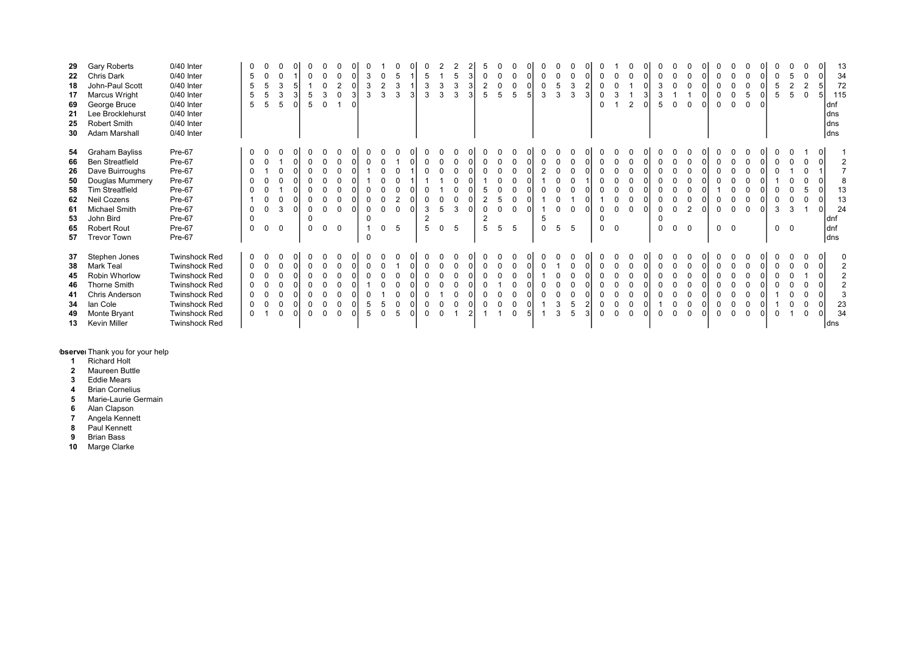| | | | | | | | | | | | | | | | | | | | | | | | | | | | | | | | | | | | | | | | | | | | | |
|---|---|---|---|---|---|---|---|---|---|---|---|---|---|---|---|---|---|---|---|---|---|---|---|---|---|---|---|---|---|---|---|---|---|---|---|---|---|---|---|---|---|---|---|
| 29 | Gary Roberts | 0/40 Inter | 0 | 0 | 0 | 0 | 0 | 0 | 0 | 0 | 0 | 1 | 0 | 0 | 0 | 2 | 2 | 2 | 5 | 0 | 0 | 0 | 0 | 0 | 0 | 0 | 0 | 1 | 0 | 0 | 0 | 0 | 0 | 0 | 0 | 0 | 0 | 0 | 0 | 0 | 0 | 0 | 13 |
| 22 | Chris Dark | 0/40 Inter | 5 | 0 | 0 | 1 | 0 | 0 | 0 | 0 | 3 | 0 | 5 | 1 | 5 | 1 | 5 | 3 | 0 | 0 | 0 | 0 | 0 | 0 | 0 | 0 | 0 | 0 | 0 | 0 | 0 | 0 | 0 | 0 | 0 | 0 | 0 | 0 | 0 | 5 | 0 | 0 | 34 |
| 18 | John-Paul Scott | 0/40 Inter | 5 | 5 | 3 | 5 | 1 | 0 | 2 | 0 | 3 | 2 | 3 | 1 | 3 | 3 | 3 | 3 | 2 | 0 | 0 | 0 | 0 | 5 | 3 | 2 | 0 | 0 | 1 | 0 | 3 | 0 | 0 | 0 | 0 | 0 | 0 | 0 | 5 | 2 | 2 | 5 | 72 |
| 17 | Marcus Wright | 0/40 Inter | 5 | 5 | 3 | 3 | 5 | 3 | 0 | 3 | 3 | 3 | 3 | 3 | 3 | 3 | 3 | 3 | 5 | 5 | 5 | 5 | 3 | 3 | 3 | 3 | 0 | 3 | 1 | 3 | 3 | 1 | 1 | 0 | 0 | 0 | 5 | 0 | 5 | 5 | 0 | 5 | 115 |
| 69 | George Bruce | 0/40 Inter | 5 | 5 | 5 | 0 | 5 | 0 | 1 | 0 | | | | | | | | | | | | | | | | | 0 | 1 | 2 | 0 | 5 | 0 | 0 | 0 | 0 | 0 | 0 | 0 | | | | | dnf |
| 21 | Lee Brocklehurst | 0/40 Inter | | | | | | | | | | | | | | | | | | | | | | | | | | | | | | | | | | | | | | | | | dns |
| 25 | Robert Smith | 0/40 Inter | | | | | | | | | | | | | | | | | | | | | | | | | | | | | | | | | | | | | | | | | dns |
| 30 | Adam Marshall | 0/40 Inter | | | | | | | | | | | | | | | | | | | | | | | | | | | | | | | | | | | | | | | | | dns |
| 54 | Graham Bayliss | Pre-67 | 0 | 0 | 0 | 0 | 0 | 0 | 0 | 0 | 0 | 0 | 0 | 0 | 0 | 0 | 0 | 0 | 0 | 0 | 0 | 0 | 0 | 0 | 0 | 0 | 0 | 0 | 0 | 0 | 0 | 0 | 0 | 0 | 0 | 0 | 0 | 0 | 0 | 0 | 1 | 0 | 1 |
| 66 | Ben Streatfield | Pre-67 | 0 | 0 | 1 | 0 | 0 | 0 | 0 | 0 | 0 | 0 | 1 | 0 | 0 | 0 | 0 | 0 | 0 | 0 | 0 | 0 | 0 | 0 | 0 | 0 | 0 | 0 | 0 | 0 | 0 | 0 | 0 | 0 | 0 | 0 | 0 | 0 | 0 | 0 | 0 | 0 | 2 |
| 26 | Dave Buirroughs | Pre-67 | 0 | 1 | 0 | 0 | 0 | 0 | 0 | 0 | 1 | 0 | 0 | 1 | 0 | 0 | 0 | 0 | 0 | 0 | 0 | 0 | 2 | 0 | 0 | 0 | 0 | 0 | 0 | 0 | 0 | 0 | 0 | 0 | 0 | 0 | 0 | 0 | 0 | 1 | 0 | 1 | 7 |
| 50 | Douglas Mummery | Pre-67 | 0 | 0 | 0 | 0 | 0 | 0 | 0 | 0 | 1 | 0 | 0 | 1 | 1 | 1 | 0 | 0 | 1 | 0 | 0 | 0 | 1 | 0 | 0 | 1 | 0 | 0 | 0 | 0 | 0 | 0 | 0 | 0 | 0 | 0 | 0 | 0 | 1 | 0 | 0 | 0 | 8 |
| 58 | Tim Streatfield | Pre-67 | 0 | 0 | 1 | 0 | 0 | 0 | 0 | 0 | 0 | 0 | 0 | 0 | 0 | 1 | 0 | 0 | 5 | 0 | 0 | 0 | 0 | 0 | 0 | 0 | 0 | 0 | 0 | 0 | 0 | 0 | 0 | 0 | 1 | 0 | 0 | 0 | 0 | 0 | 5 | 0 | 13 |
| 62 | Neil Cozens | Pre-67 | 1 | 0 | 0 | 0 | 0 | 0 | 0 | 0 | 0 | 0 | 2 | 0 | 0 | 0 | 0 | 0 | 2 | 5 | 0 | 0 | 1 | 0 | 1 | 0 | 1 | 0 | 0 | 0 | 0 | 0 | 0 | 0 | 0 | 0 | 0 | 0 | 0 | 0 | 0 | 0 | 13 |
| 61 | Michael Smith | Pre-67 | 0 | 0 | 3 | 0 | 0 | 0 | 0 | 0 | 0 | 0 | 0 | 0 | 3 | 5 | 3 | 0 | 0 | 0 | 0 | 0 | 1 | 0 | 0 | 0 | 0 | 0 | 0 | 0 | 0 | 0 | 2 | 0 | 0 | 0 | 0 | 0 | 3 | 3 | 1 | 0 | 24 |
| 53 | John Bird | Pre-67 | 0 | | | | 0 | | | | 0 | | | | 2 | | | | 2 | | | | 5 | | | | 0 | | | | 0 | | | | | | | | | | | | dnf |
| 65 | Robert Rout | Pre-67 | 0 | 0 | 0 | | 0 | 0 | 0 | | 1 | 0 | 5 | | 5 | 0 | 5 | | 5 | 5 | 5 | | 0 | 5 | 5 | | 0 | 0 | | | 0 | 0 | 0 | | 0 | 0 | | | 0 | 0 | | | dnf |
| 57 | Trevor Town | Pre-67 | | | | | | | | | 0 | | | | | | | | | | | | | | | | | | | | | | | | | | | | | | | | dns |
| 37 | Stephen Jones | Twinshock Red | 0 | 0 | 0 | 0 | 0 | 0 | 0 | 0 | 0 | 0 | 0 | 0 | 0 | 0 | 0 | 0 | 0 | 0 | 0 | 0 | 0 | 0 | 0 | 0 | 0 | 0 | 0 | 0 | 0 | 0 | 0 | 0 | 0 | 0 | 0 | 0 | 0 | 0 | 0 | 0 | 0 |
| 38 | Mark Teal | Twinshock Red | 0 | 0 | 0 | 0 | 0 | 0 | 0 | 0 | 0 | 0 | 1 | 0 | 0 | 0 | 0 | 0 | 0 | 0 | 0 | 0 | 0 | 1 | 0 | 0 | 0 | 0 | 0 | 0 | 0 | 0 | 0 | 0 | 0 | 0 | 0 | 0 | 0 | 0 | 0 | 0 | 2 |
| 45 | Robin Whorlow | Twinshock Red | 0 | 0 | 0 | 0 | 0 | 0 | 0 | 0 | 0 | 0 | 0 | 0 | 0 | 0 | 0 | 0 | 0 | 0 | 0 | 0 | 1 | 0 | 0 | 0 | 0 | 0 | 0 | 0 | 0 | 0 | 0 | 0 | 0 | 0 | 0 | 0 | 0 | 0 | 1 | 0 | 2 |
| 46 | Thorne Smith | Twinshock Red | 0 | 0 | 0 | 0 | 0 | 0 | 0 | 0 | 1 | 0 | 0 | 0 | 0 | 0 | 0 | 0 | 0 | 1 | 0 | 0 | 0 | 0 | 0 | 0 | 0 | 0 | 0 | 0 | 0 | 0 | 0 | 0 | 0 | 0 | 0 | 0 | 0 | 0 | 0 | 0 | 2 |
| 41 | Chris Anderson | Twinshock Red | 0 | 0 | 0 | 0 | 0 | 0 | 0 | 0 | 0 | 1 | 0 | 0 | 0 | 1 | 0 | 0 | 0 | 0 | 0 | 0 | 0 | 0 | 0 | 0 | 0 | 0 | 0 | 0 | 0 | 0 | 0 | 0 | 0 | 0 | 0 | 0 | 1 | 0 | 0 | 0 | 3 |
| 34 | Ian Cole | Twinshock Red | 0 | 0 | 0 | 0 | 0 | 0 | 0 | 0 | 5 | 5 | 0 | 0 | 0 | 0 | 0 | 0 | 0 | 0 | 0 | 0 | 1 | 3 | 5 | 2 | 0 | 0 | 0 | 0 | 1 | 0 | 0 | 0 | 0 | 0 | 0 | 0 | 1 | 0 | 0 | 0 | 23 |
| 49 | Monte Bryant | Twinshock Red | 0 | 1 | 0 | 0 | 0 | 0 | 0 | 0 | 5 | 0 | 5 | 0 | 0 | 0 | 1 | 2 | 1 | 1 | 0 | 5 | 1 | 3 | 5 | 3 | 0 | 0 | 0 | 0 | 0 | 0 | 0 | 0 | 0 | 0 | 0 | 0 | 0 | 1 | 0 | 0 | 34 |
| 13 | Kevin Miller | Twinshock Red | | | | | | | | | | | | | | | | | | | | | | | | | | | | | | | | | | | | | | | | | dns |

**Observers** Thank you for your help

1. Richard Holt
2. Maureen Buttle
3. Eddie Mears
4. Brian Cornelius
5. Marie-Laurie Germain
6. Alan Clapson
7. Angela Kennett
8. Paul Kennett
9. Brian Bass
10. Marge Clarke